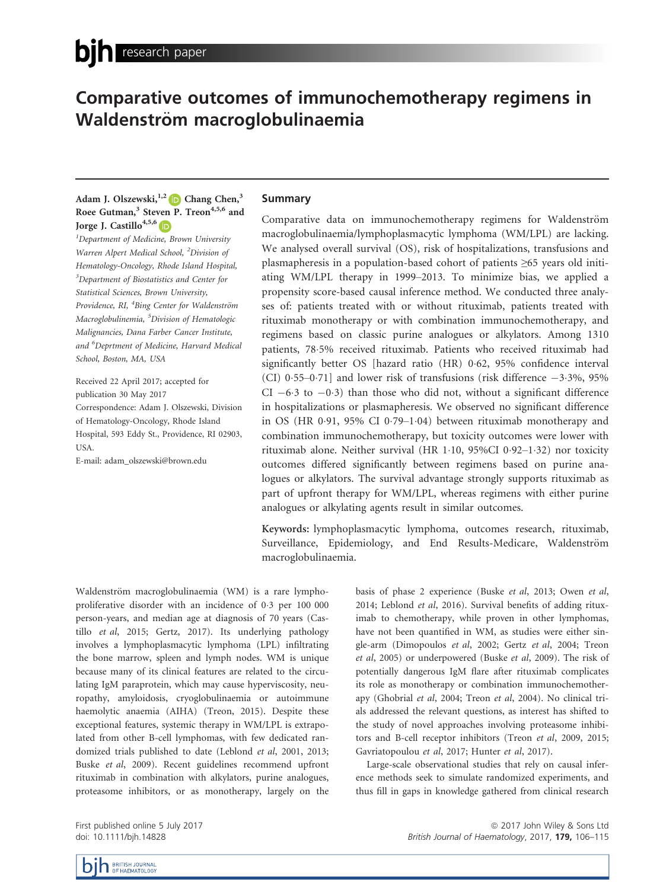# Comparative outcomes of immunochemotherapy regimens in Waldenström macroglobulinaemia

**Adam J. Olszewski,[1,2] Chang Chen,[3] Roee Gutman,[3] Steven P. Treon[4,5,6] and Jorge J. Castillo[4,5,6]**

[1]Department of Medicine, Brown University Warren Alpert Medical School, [2]Division of Hematology-Oncology, Rhode Island Hospital, [3]Department of Biostatistics and Center for Statistical Sciences, Brown University, Providence, RI, [4]Bing Center for Waldenström Macroglobulinemia, [5]Division of Hematologic Malignancies, Dana Farber Cancer Institute, and [6]Deprtment of Medicine, Harvard Medical School, Boston, MA, USA

Received 22 April 2017; accepted for publication 30 May 2017

Correspondence: Adam J. Olszewski, Division of Hematology-Oncology, Rhode Island Hospital, 593 Eddy St., Providence, RI 02903, USA.

E-mail: adam_olszewski@brown.edu

## Summary

Comparative data on immunochemotherapy regimens for Waldenström macroglobulinaemia/lymphoplasmacytic lymphoma (WM/LPL) are lacking. We analysed overall survival (OS), risk of hospitalizations, transfusions and plasmapheresis in a population-based cohort of patients ≥65 years old initiating WM/LPL therapy in 1999–2013. To minimize bias, we applied a propensity score-based causal inference method. We conducted three analyses of: patients treated with or without rituximab, patients treated with rituximab monotherapy or with combination immunochemotherapy, and regimens based on classic purine analogues or alkylators. Among 1310 patients, 78·5% received rituximab. Patients who received rituximab had significantly better OS [hazard ratio (HR) 0·62, 95% confidence interval (CI) 0·55–0·71] and lower risk of transfusions (risk difference −3·3%, 95% CI −6·3 to −0·3) than those who did not, without a significant difference in hospitalizations or plasmapheresis. We observed no significant difference in OS (HR 0·91, 95% CI 0·79–1·04) between rituximab monotherapy and combination immunochemotherapy, but toxicity outcomes were lower with rituximab alone. Neither survival (HR 1·10, 95%CI 0·92–1·32) nor toxicity outcomes differed significantly between regimens based on purine analogues or alkylators. The survival advantage strongly supports rituximab as part of upfront therapy for WM/LPL, whereas regimens with either purine analogues or alkylating agents result in similar outcomes.

**Keywords:** lymphoplasmacytic lymphoma, outcomes research, rituximab, Surveillance, Epidemiology, and End Results-Medicare, Waldenström macroglobulinaemia.

Waldenström macroglobulinaemia (WM) is a rare lymphoproliferative disorder with an incidence of 0·3 per 100 000 person-years, and median age at diagnosis of 70 years (Castillo *et al*, 2015; Gertz, 2017). Its underlying pathology involves a lymphoplasmacytic lymphoma (LPL) infiltrating the bone marrow, spleen and lymph nodes. WM is unique because many of its clinical features are related to the circulating IgM paraprotein, which may cause hyperviscosity, neuropathy, amyloidosis, cryoglobulinaemia or autoimmune haemolytic anaemia (AIHA) (Treon, 2015). Despite these exceptional features, systemic therapy in WM/LPL is extrapolated from other B-cell lymphomas, with few dedicated randomized trials published to date (Leblond *et al*, 2001, 2013; Buske *et al*, 2009). Recent guidelines recommend upfront rituximab in combination with alkylators, purine analogues, proteasome inhibitors, or as monotherapy, largely on the basis of phase 2 experience (Buske *et al*, 2013; Owen *et al*, 2014; Leblond *et al*, 2016). Survival benefits of adding rituximab to chemotherapy, while proven in other lymphomas, have not been quantified in WM, as studies were either single-arm (Dimopoulos *et al*, 2002; Gertz *et al*, 2004; Treon *et al*, 2005) or underpowered (Buske *et al*, 2009). The risk of potentially dangerous IgM flare after rituximab complicates its role as monotherapy or combination immunochemotherapy (Ghobrial *et al*, 2004; Treon *et al*, 2004). No clinical trials addressed the relevant questions, as interest has shifted to the study of novel approaches involving proteasome inhibitors and B-cell receptor inhibitors (Treon *et al*, 2009, 2015; Gavriatopoulou *et al*, 2017; Hunter *et al*, 2017).

Large-scale observational studies that rely on causal inference methods seek to simulate randomized experiments, and thus fill in gaps in knowledge gathered from clinical research

First published online 5 July 2017
doi: 10.1111/bjh.14828

© 2017 John Wiley & Sons Ltd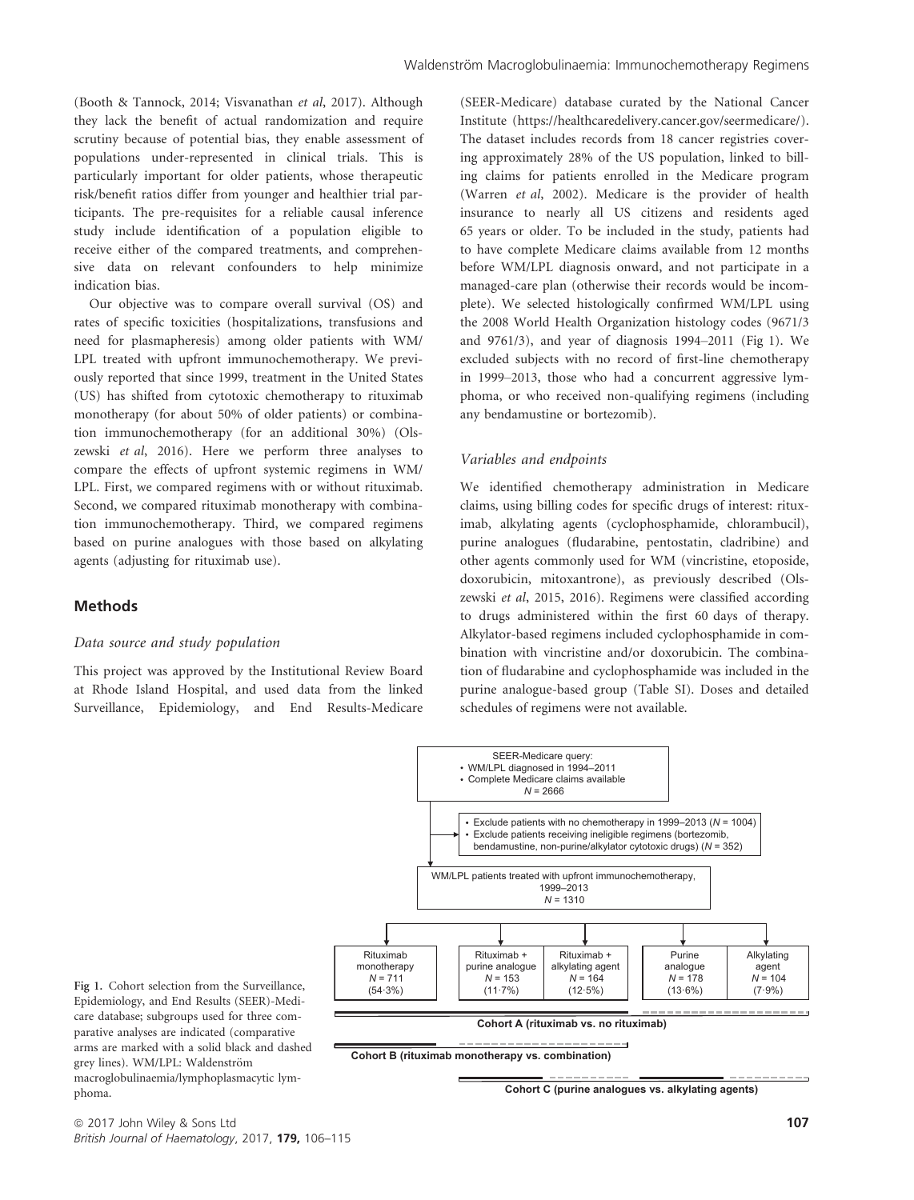(Booth & Tannock, 2014; Visvanathan *et al*, 2017). Although they lack the benefit of actual randomization and require scrutiny because of potential bias, they enable assessment of populations under-represented in clinical trials. This is particularly important for older patients, whose therapeutic risk/benefit ratios differ from younger and healthier trial participants. The pre-requisites for a reliable causal inference study include identification of a population eligible to receive either of the compared treatments, and comprehensive data on relevant confounders to help minimize indication bias.

Our objective was to compare overall survival (OS) and rates of specific toxicities (hospitalizations, transfusions and need for plasmapheresis) among older patients with WM/LPL treated with upfront immunochemotherapy. We previously reported that since 1999, treatment in the United States (US) has shifted from cytotoxic chemotherapy to rituximab monotherapy (for about 50% of older patients) or combination immunochemotherapy (for an additional 30%) (Olszewski *et al*, 2016). Here we perform three analyses to compare the effects of upfront systemic regimens in WM/LPL. First, we compared regimens with or without rituximab. Second, we compared rituximab monotherapy with combination immunochemotherapy. Third, we compared regimens based on purine analogues with those based on alkylating agents (adjusting for rituximab use).

## Methods

### Data source and study population

This project was approved by the Institutional Review Board at Rhode Island Hospital, and used data from the linked Surveillance, Epidemiology, and End Results-Medicare (SEER-Medicare) database curated by the National Cancer Institute (https://healthcaredelivery.cancer.gov/seermedicare/). The dataset includes records from 18 cancer registries covering approximately 28% of the US population, linked to billing claims for patients enrolled in the Medicare program (Warren *et al*, 2002). Medicare is the provider of health insurance to nearly all US citizens and residents aged 65 years or older. To be included in the study, patients had to have complete Medicare claims available from 12 months before WM/LPL diagnosis onward, and not participate in a managed-care plan (otherwise their records would be incomplete). We selected histologically confirmed WM/LPL using the 2008 World Health Organization histology codes (9671/3 and 9761/3), and year of diagnosis 1994–2011 (Fig 1). We excluded subjects with no record of first-line chemotherapy in 1999–2013, those who had a concurrent aggressive lymphoma, or who received non-qualifying regimens (including any bendamustine or bortezomib).

### Variables and endpoints

We identified chemotherapy administration in Medicare claims, using billing codes for specific drugs of interest: rituximab, alkylating agents (cyclophosphamide, chlorambucil), purine analogues (fludarabine, pentostatin, cladribine) and other agents commonly used for WM (vincristine, etoposide, doxorubicin, mitoxantrone), as previously described (Olszewski *et al*, 2015, 2016). Regimens were classified according to drugs administered within the first 60 days of therapy. Alkylator-based regimens included cyclophosphamide in combination with vincristine and/or doxorubicin. The combination of fludarabine and cyclophosphamide was included in the purine analogue-based group (Table SI). Doses and detailed schedules of regimens were not available.

SEER-Medicare query:
- WM/LPL diagnosed in 1994–2011
- Complete Medicare claims available

$N$ = 2666

- Exclude patients with no chemotherapy in 1999–2013 ($N$ = 1004)
- Exclude patients receiving ineligible regimens (bortezomib, bendamustine, non-purine/alkylator cytotoxic drugs) ($N$ = 352)

WM/LPL patients treated with upfront immunochemotherapy, 1999–2013 $N$ = 1310

| Rituximab monotherapy | Rituximab + purine analogue | Rituximab + alkylating agent | Purine analogue | Alkylating agent |
|---|---|---|---|---|
| $N$ = 711 (54·3%) | $N$ = 153 (11·7%) | $N$ = 164 (12·5%) | $N$ = 178 (13·6%) | $N$ = 104 (7·9%) |

Cohort A (rituximab vs. no rituximab)

Cohort B (rituximab monotherapy vs. combination)

Cohort C (purine analogues vs. alkylating agents)

Fig 1. Cohort selection from the Surveillance, Epidemiology, and End Results (SEER)-Medicare database; subgroups used for three comparative analyses are indicated (comparative arms are marked with a solid black and dashed grey lines). WM/LPL: Waldenström macroglobulinaemia/lymphoplasmacytic lymphoma.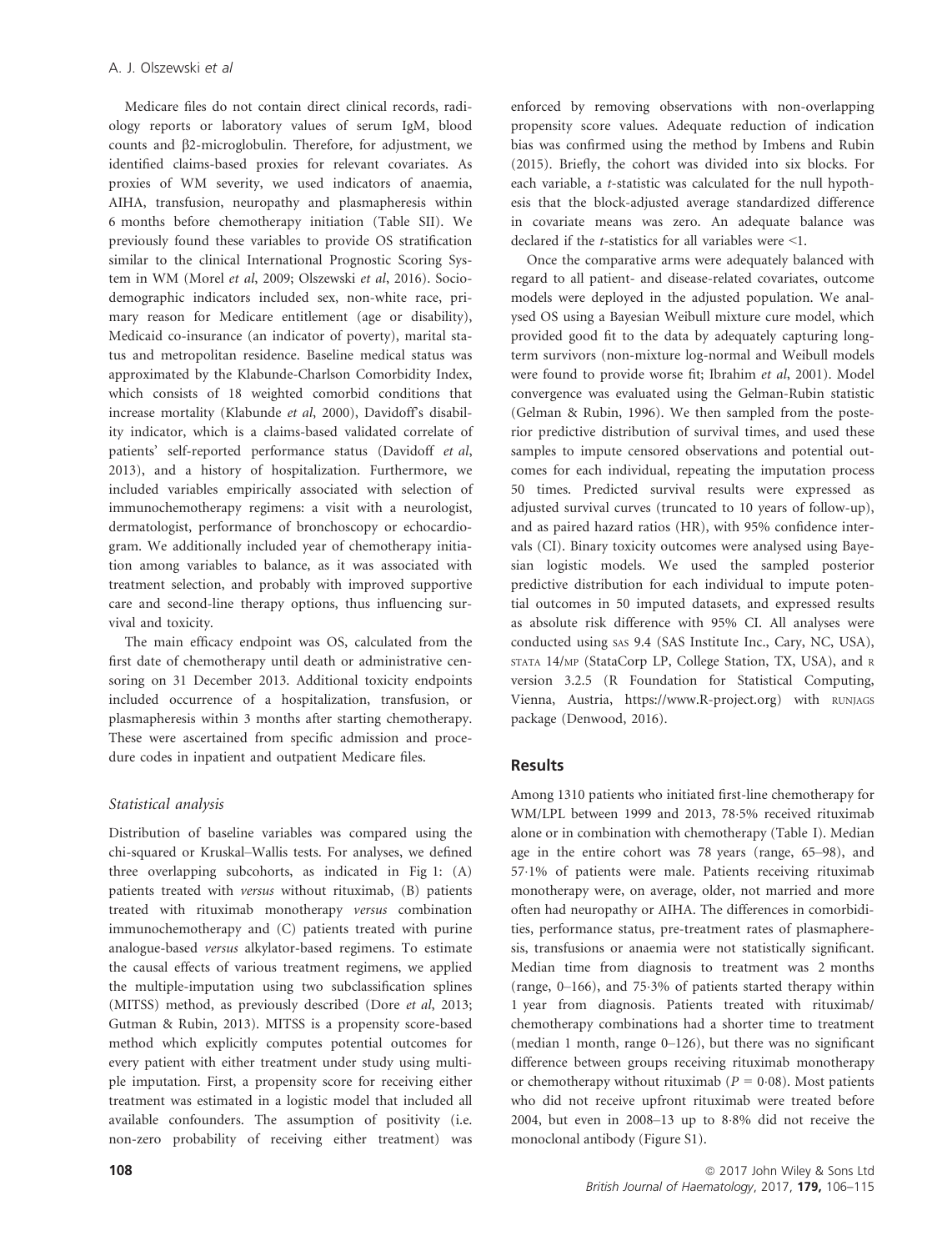Medicare files do not contain direct clinical records, radiology reports or laboratory values of serum IgM, blood counts and β2-microglobulin. Therefore, for adjustment, we identified claims-based proxies for relevant covariates. As proxies of WM severity, we used indicators of anaemia, AIHA, transfusion, neuropathy and plasmapheresis within 6 months before chemotherapy initiation (Table SII). We previously found these variables to provide OS stratification similar to the clinical International Prognostic Scoring System in WM (Morel *et al*, 2009; Olszewski *et al*, 2016). Sociodemographic indicators included sex, non-white race, primary reason for Medicare entitlement (age or disability), Medicaid co-insurance (an indicator of poverty), marital status and metropolitan residence. Baseline medical status was approximated by the Klabunde-Charlson Comorbidity Index, which consists of 18 weighted comorbid conditions that increase mortality (Klabunde *et al*, 2000), Davidoff's disability indicator, which is a claims-based validated correlate of patients' self-reported performance status (Davidoff *et al*, 2013), and a history of hospitalization. Furthermore, we included variables empirically associated with selection of immunochemotherapy regimens: a visit with a neurologist, dermatologist, performance of bronchoscopy or echocardiogram. We additionally included year of chemotherapy initiation among variables to balance, as it was associated with treatment selection, and probably with improved supportive care and second-line therapy options, thus influencing survival and toxicity.

The main efficacy endpoint was OS, calculated from the first date of chemotherapy until death or administrative censoring on 31 December 2013. Additional toxicity endpoints included occurrence of a hospitalization, transfusion, or plasmapheresis within 3 months after starting chemotherapy. These were ascertained from specific admission and procedure codes in inpatient and outpatient Medicare files.

### Statistical analysis

Distribution of baseline variables was compared using the chi-squared or Kruskal–Wallis tests. For analyses, we defined three overlapping subcohorts, as indicated in Fig 1: (A) patients treated with *versus* without rituximab, (B) patients treated with rituximab monotherapy *versus* combination immunochemotherapy and (C) patients treated with purine analogue-based *versus* alkylator-based regimens. To estimate the causal effects of various treatment regimens, we applied the multiple-imputation using two subclassification splines (MITSS) method, as previously described (Dore *et al*, 2013; Gutman & Rubin, 2013). MITSS is a propensity score-based method which explicitly computes potential outcomes for every patient with either treatment under study using multiple imputation. First, a propensity score for receiving either treatment was estimated in a logistic model that included all available confounders. The assumption of positivity (i.e. non-zero probability of receiving either treatment) was enforced by removing observations with non-overlapping propensity score values. Adequate reduction of indication bias was confirmed using the method by Imbens and Rubin (2015). Briefly, the cohort was divided into six blocks. For each variable, a $t$-statistic was calculated for the null hypothesis that the block-adjusted average standardized difference in covariate means was zero. An adequate balance was declared if the $t$-statistics for all variables were $<1$.

Once the comparative arms were adequately balanced with regard to all patient- and disease-related covariates, outcome models were deployed in the adjusted population. We analysed OS using a Bayesian Weibull mixture cure model, which provided good fit to the data by adequately capturing long-term survivors (non-mixture log-normal and Weibull models were found to provide worse fit; Ibrahim *et al*, 2001). Model convergence was evaluated using the Gelman-Rubin statistic (Gelman & Rubin, 1996). We then sampled from the posterior predictive distribution of survival times, and used these samples to impute censored observations and potential outcomes for each individual, repeating the imputation process 50 times. Predicted survival results were expressed as adjusted survival curves (truncated to 10 years of follow-up), and as paired hazard ratios (HR), with 95% confidence intervals (CI). Binary toxicity outcomes were analysed using Bayesian logistic models. We used the sampled posterior predictive distribution for each individual to impute potential outcomes in 50 imputed datasets, and expressed results as absolute risk difference with 95% CI. All analyses were conducted using SAS 9.4 (SAS Institute Inc., Cary, NC, USA), STATA 14/MP (StataCorp LP, College Station, TX, USA), and R version 3.2.5 (R Foundation for Statistical Computing, Vienna, Austria, https://www.R-project.org) with RUNJAGS package (Denwood, 2016).

## Results

Among 1310 patients who initiated first-line chemotherapy for WM/LPL between 1999 and 2013, 78·5% received rituximab alone or in combination with chemotherapy (Table I). Median age in the entire cohort was 78 years (range, 65–98), and 57·1% of patients were male. Patients receiving rituximab monotherapy were, on average, older, not married and more often had neuropathy or AIHA. The differences in comorbidities, performance status, pre-treatment rates of plasmapheresis, transfusions or anaemia were not statistically significant. Median time from diagnosis to treatment was 2 months (range, 0–166), and 75·3% of patients started therapy within 1 year from diagnosis. Patients treated with rituximab/chemotherapy combinations had a shorter time to treatment (median 1 month, range 0–126), but there was no significant difference between groups receiving rituximab monotherapy or chemotherapy without rituximab ($P = 0{\cdot}08$). Most patients who did not receive upfront rituximab were treated before 2004, but even in 2008–13 up to 8·8% did not receive the monoclonal antibody (Figure S1).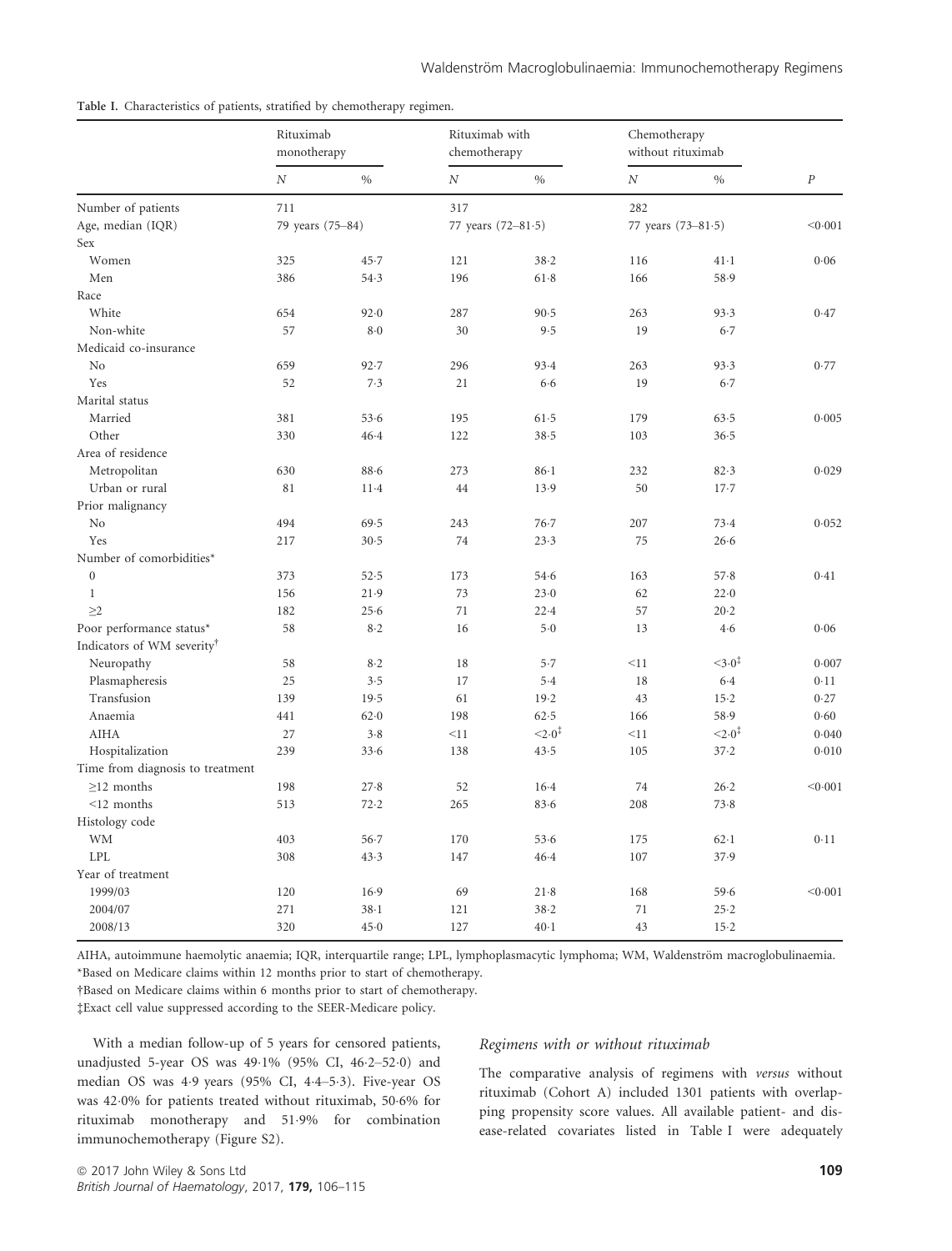Table I. Characteristics of patients, stratified by chemotherapy regimen.

| | Rituximab monotherapy | | Rituximab with chemotherapy | | Chemotherapy without rituximab | | |
|---|---|---|---|---|---|---|---|
| | *N* | % | *N* | % | *N* | % | *P* |
| Number of patients | 711 | | 317 | | 282 | | |
| Age, median (IQR) | 79 years (75–84) | | 77 years (72–81·5) | | 77 years (73–81·5) | | <0·001 |
| Sex | | | | | | | |
| Women | 325 | 45·7 | 121 | 38·2 | 116 | 41·1 | 0·06 |
| Men | 386 | 54·3 | 196 | 61·8 | 166 | 58·9 | |
| Race | | | | | | | |
| White | 654 | 92·0 | 287 | 90·5 | 263 | 93·3 | 0·47 |
| Non-white | 57 | 8·0 | 30 | 9·5 | 19 | 6·7 | |
| Medicaid co-insurance | | | | | | | |
| No | 659 | 92·7 | 296 | 93·4 | 263 | 93·3 | 0·77 |
| Yes | 52 | 7·3 | 21 | 6·6 | 19 | 6·7 | |
| Marital status | | | | | | | |
| Married | 381 | 53·6 | 195 | 61·5 | 179 | 63·5 | 0·005 |
| Other | 330 | 46·4 | 122 | 38·5 | 103 | 36·5 | |
| Area of residence | | | | | | | |
| Metropolitan | 630 | 88·6 | 273 | 86·1 | 232 | 82·3 | 0·029 |
| Urban or rural | 81 | 11·4 | 44 | 13·9 | 50 | 17·7 | |
| Prior malignancy | | | | | | | |
| No | 494 | 69·5 | 243 | 76·7 | 207 | 73·4 | 0·052 |
| Yes | 217 | 30·5 | 74 | 23·3 | 75 | 26·6 | |
| Number of comorbidities* | | | | | | | |
| 0 | 373 | 52·5 | 173 | 54·6 | 163 | 57·8 | 0·41 |
| 1 | 156 | 21·9 | 73 | 23·0 | 62 | 22·0 | |
| ≥2 | 182 | 25·6 | 71 | 22·4 | 57 | 20·2 | |
| Poor performance status* | 58 | 8·2 | 16 | 5·0 | 13 | 4·6 | 0·06 |
| Indicators of WM severity† | | | | | | | |
| Neuropathy | 58 | 8·2 | 18 | 5·7 | <11 | <3·0‡ | 0·007 |
| Plasmapheresis | 25 | 3·5 | 17 | 5·4 | 18 | 6·4 | 0·11 |
| Transfusion | 139 | 19·5 | 61 | 19·2 | 43 | 15·2 | 0·27 |
| Anaemia | 441 | 62·0 | 198 | 62·5 | 166 | 58·9 | 0·60 |
| AIHA | 27 | 3·8 | <11 | <2·0‡ | <11 | <2·0‡ | 0·040 |
| Hospitalization | 239 | 33·6 | 138 | 43·5 | 105 | 37·2 | 0·010 |
| Time from diagnosis to treatment | | | | | | | |
| ≥12 months | 198 | 27·8 | 52 | 16·4 | 74 | 26·2 | <0·001 |
| <12 months | 513 | 72·2 | 265 | 83·6 | 208 | 73·8 | |
| Histology code | | | | | | | |
| WM | 403 | 56·7 | 170 | 53·6 | 175 | 62·1 | 0·11 |
| LPL | 308 | 43·3 | 147 | 46·4 | 107 | 37·9 | |
| Year of treatment | | | | | | | |
| 1999/03 | 120 | 16·9 | 69 | 21·8 | 168 | 59·6 | <0·001 |
| 2004/07 | 271 | 38·1 | 121 | 38·2 | 71 | 25·2 | |
| 2008/13 | 320 | 45·0 | 127 | 40·1 | 43 | 15·2 | |

AIHA, autoimmune haemolytic anaemia; IQR, interquartile range; LPL, lymphoplasmacytic lymphoma; WM, Waldenström macroglobulinaemia.
*Based on Medicare claims within 12 months prior to start of chemotherapy.
†Based on Medicare claims within 6 months prior to start of chemotherapy.
‡Exact cell value suppressed according to the SEER-Medicare policy.

With a median follow-up of 5 years for censored patients, unadjusted 5-year OS was 49·1% (95% CI, 46·2–52·0) and median OS was 4·9 years (95% CI, 4·4–5·3). Five-year OS was 42·0% for patients treated without rituximab, 50·6% for rituximab monotherapy and 51·9% for combination immunochemotherapy (Figure S2).

### Regimens with or without rituximab

The comparative analysis of regimens with *versus* without rituximab (Cohort A) included 1301 patients with overlapping propensity score values. All available patient- and disease-related covariates listed in Table I were adequately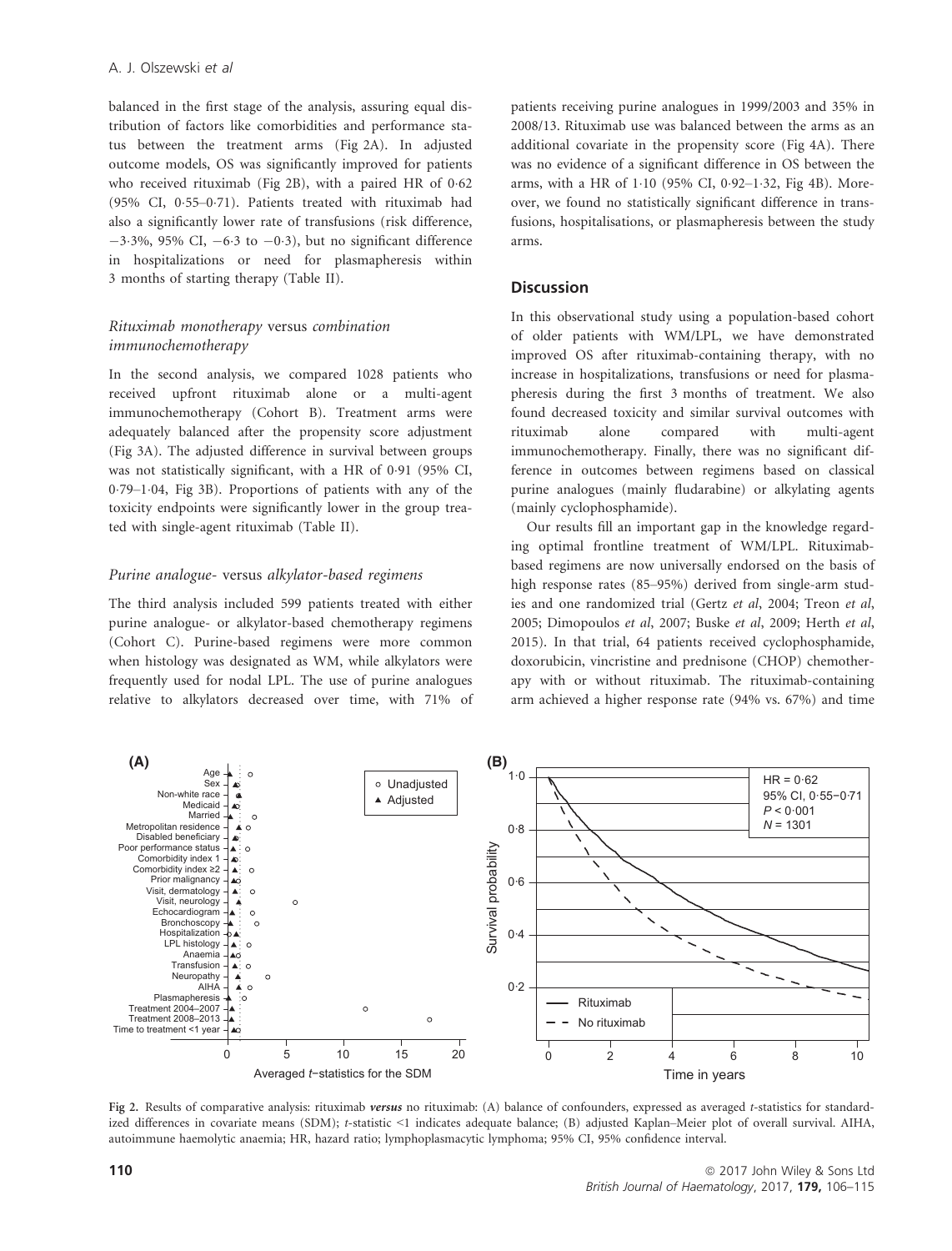balanced in the first stage of the analysis, assuring equal distribution of factors like comorbidities and performance status between the treatment arms (Fig 2A). In adjusted outcome models, OS was significantly improved for patients who received rituximab (Fig 2B), with a paired HR of 0·62 (95% CI, 0·55–0·71). Patients treated with rituximab had also a significantly lower rate of transfusions (risk difference, −3·3%, 95% CI, −6·3 to −0·3), but no significant difference in hospitalizations or need for plasmapheresis within 3 months of starting therapy (Table II).

### *Rituximab monotherapy* versus *combination immunochemotherapy*

In the second analysis, we compared 1028 patients who received upfront rituximab alone or a multi-agent immunochemotherapy (Cohort B). Treatment arms were adequately balanced after the propensity score adjustment (Fig 3A). The adjusted difference in survival between groups was not statistically significant, with a HR of 0·91 (95% CI, 0·79–1·04, Fig 3B). Proportions of patients with any of the toxicity endpoints were significantly lower in the group treated with single-agent rituximab (Table II).

### *Purine analogue-* versus *alkylator-based regimens*

The third analysis included 599 patients treated with either purine analogue- or alkylator-based chemotherapy regimens (Cohort C). Purine-based regimens were more common when histology was designated as WM, while alkylators were frequently used for nodal LPL. The use of purine analogues relative to alkylators decreased over time, with 71% of patients receiving purine analogues in 1999/2003 and 35% in 2008/13. Rituximab use was balanced between the arms as an additional covariate in the propensity score (Fig 4A). There was no evidence of a significant difference in OS between the arms, with a HR of 1·10 (95% CI, 0·92–1·32, Fig 4B). Moreover, we found no statistically significant difference in transfusions, hospitalisations, or plasmapheresis between the study arms.

## Discussion

In this observational study using a population-based cohort of older patients with WM/LPL, we have demonstrated improved OS after rituximab-containing therapy, with no increase in hospitalizations, transfusions or need for plasmapheresis during the first 3 months of treatment. We also found decreased toxicity and similar survival outcomes with rituximab alone compared with multi-agent immunochemotherapy. Finally, there was no significant difference in outcomes between regimens based on classical purine analogues (mainly fludarabine) or alkylating agents (mainly cyclophosphamide).

Our results fill an important gap in the knowledge regarding optimal frontline treatment of WM/LPL. Rituximab-based regimens are now universally endorsed on the basis of high response rates (85–95%) derived from single-arm studies and one randomized trial (Gertz *et al*, 2004; Treon *et al*, 2005; Dimopoulos *et al*, 2007; Buske *et al*, 2009; Herth *et al*, 2015). In that trial, 64 patients received cyclophosphamide, doxorubicin, vincristine and prednisone (CHOP) chemotherapy with or without rituximab. The rituximab-containing arm achieved a higher response rate (94% vs. 67%) and time

Fig 2. Results of comparative analysis: rituximab ***versus*** no rituximab: (A) balance of confounders, expressed as averaged *t*-statistics for standardized differences in covariate means (SDM); *t*-statistic <1 indicates adequate balance; (B) adjusted Kaplan–Meier plot of overall survival. AIHA, autoimmune haemolytic anaemia; HR, hazard ratio; lymphoplasmacytic lymphoma; 95% CI, 95% confidence interval.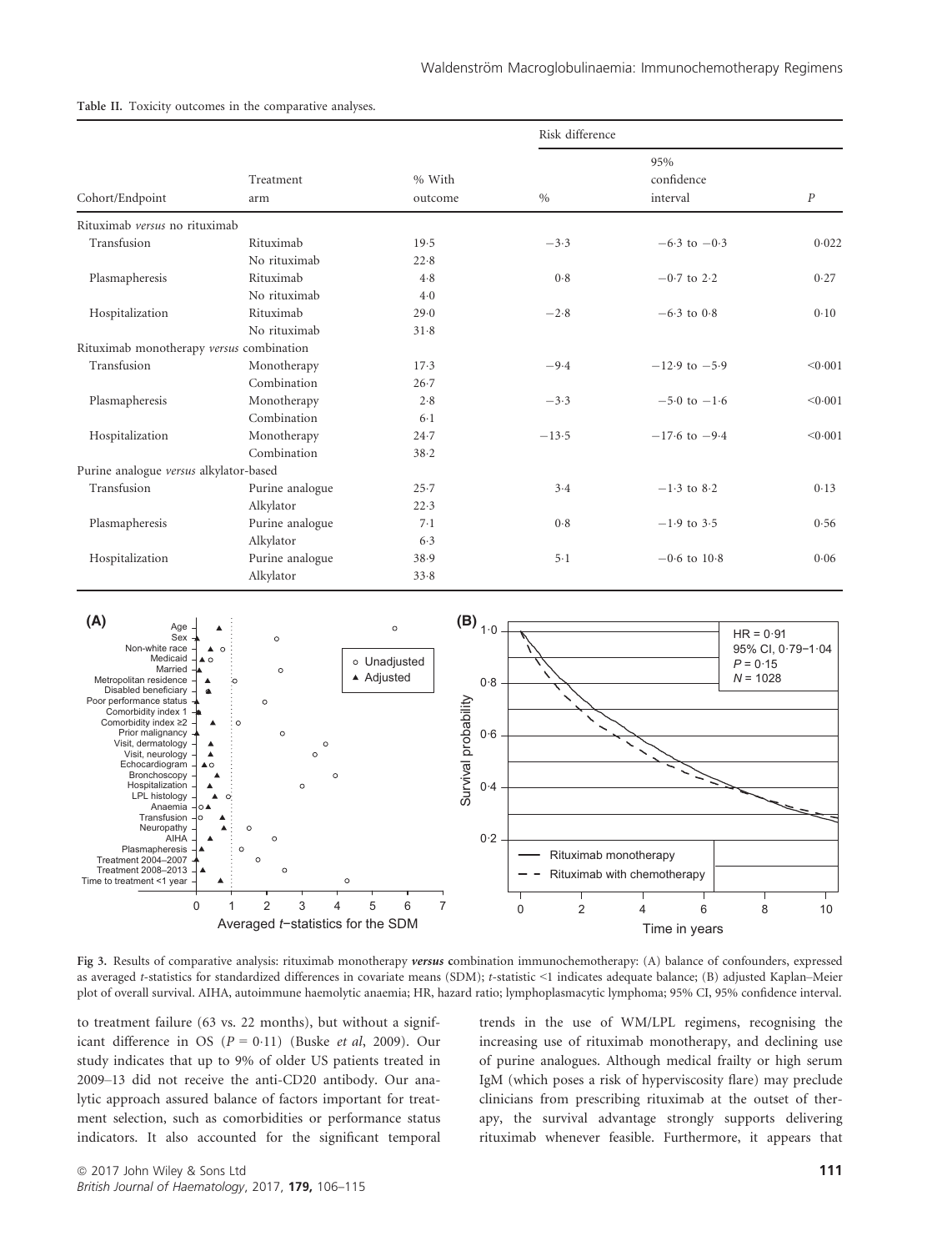Table II. Toxicity outcomes in the comparative analyses.

| Cohort/Endpoint | Treatment arm | % With outcome | Risk difference % | 95% confidence interval | $P$ |
|---|---|---|---|---|---|
| Rituximab *versus* no rituximab | | | | | |
| Transfusion | Rituximab | 19·5 | −3·3 | −6·3 to −0·3 | 0·022 |
| | No rituximab | 22·8 | | | |
| Plasmapheresis | Rituximab | 4·8 | 0·8 | −0·7 to 2·2 | 0·27 |
| | No rituximab | 4·0 | | | |
| Hospitalization | Rituximab | 29·0 | −2·8 | −6·3 to 0·8 | 0·10 |
| | No rituximab | 31·8 | | | |
| Rituximab monotherapy *versus* combination | | | | | |
| Transfusion | Monotherapy | 17·3 | −9·4 | −12·9 to −5·9 | <0·001 |
| | Combination | 26·7 | | | |
| Plasmapheresis | Monotherapy | 2·8 | −3·3 | −5·0 to −1·6 | <0·001 |
| | Combination | 6·1 | | | |
| Hospitalization | Monotherapy | 24·7 | −13·5 | −17·6 to −9·4 | <0·001 |
| | Combination | 38·2 | | | |
| Purine analogue *versus* alkylator-based | | | | | |
| Transfusion | Purine analogue | 25·7 | 3·4 | −1·3 to 8·2 | 0·13 |
| | Alkylator | 22·3 | | | |
| Plasmapheresis | Purine analogue | 7·1 | 0·8 | −1·9 to 3·5 | 0·56 |
| | Alkylator | 6·3 | | | |
| Hospitalization | Purine analogue | 38·9 | 5·1 | −0·6 to 10·8 | 0·06 |
| | Alkylator | 33·8 | | | |

Fig 3. Results of comparative analysis: rituximab monotherapy ***versus*** **c**ombination immunochemotherapy: (A) balance of confounders, expressed as averaged *t*-statistics for standardized differences in covariate means (SDM); *t*-statistic <1 indicates adequate balance; (B) adjusted Kaplan–Meier plot of overall survival. AIHA, autoimmune haemolytic anaemia; HR, hazard ratio; lymphoplasmacytic lymphoma; 95% CI, 95% confidence interval.

to treatment failure (63 vs. 22 months), but without a significant difference in OS ($P = 0·11$) (Buske *et al*, 2009). Our study indicates that up to 9% of older US patients treated in 2009–13 did not receive the anti-CD20 antibody. Our analytic approach assured balance of factors important for treatment selection, such as comorbidities or performance status indicators. It also accounted for the significant temporal trends in the use of WM/LPL regimens, recognising the increasing use of rituximab monotherapy, and declining use of purine analogues. Although medical frailty or high serum IgM (which poses a risk of hyperviscosity flare) may preclude clinicians from prescribing rituximab at the outset of therapy, the survival advantage strongly supports delivering rituximab whenever feasible. Furthermore, it appears that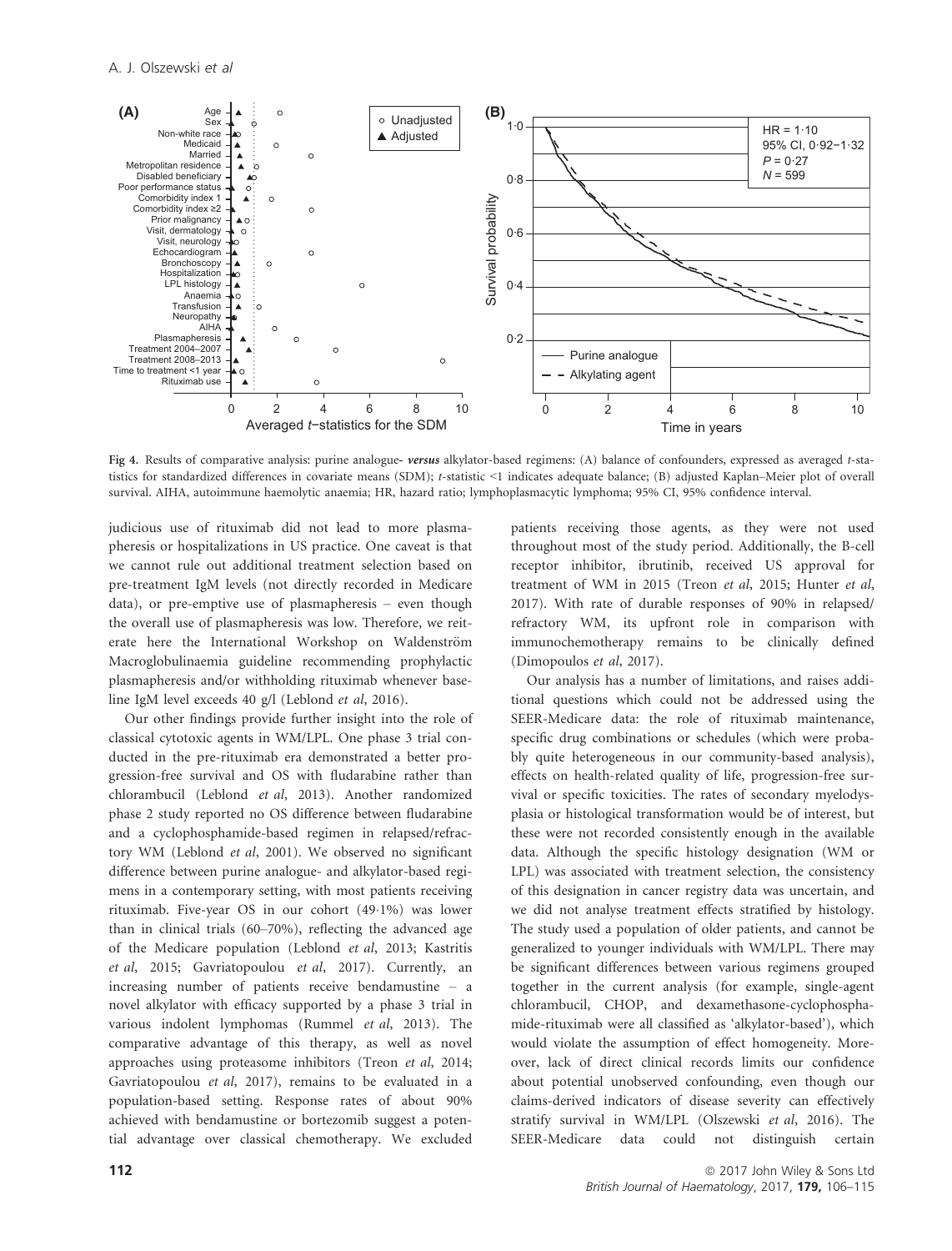Fig 4. Results of comparative analysis: purine analogue- ***versus*** alkylator-based regimens: (A) balance of confounders, expressed as averaged *t*-statistics for standardized differences in covariate means (SDM); *t*-statistic <1 indicates adequate balance; (B) adjusted Kaplan–Meier plot of overall survival. AIHA, autoimmune haemolytic anaemia; HR, hazard ratio; lymphoplasmacytic lymphoma; 95% CI, 95% confidence interval.

judicious use of rituximab did not lead to more plasmapheresis or hospitalizations in US practice. One caveat is that we cannot rule out additional treatment selection based on pre-treatment IgM levels (not directly recorded in Medicare data), or pre-emptive use of plasmapheresis – even though the overall use of plasmapheresis was low. Therefore, we reiterate here the International Workshop on Waldenström Macroglobulinaemia guideline recommending prophylactic plasmapheresis and/or withholding rituximab whenever baseline IgM level exceeds 40 g/l (Leblond *et al*, 2016).

Our other findings provide further insight into the role of classical cytotoxic agents in WM/LPL. One phase 3 trial conducted in the pre-rituximab era demonstrated a better progression-free survival and OS with fludarabine rather than chlorambucil (Leblond *et al*, 2013). Another randomized phase 2 study reported no OS difference between fludarabine and a cyclophosphamide-based regimen in relapsed/refractory WM (Leblond *et al*, 2001). We observed no significant difference between purine analogue- and alkylator-based regimens in a contemporary setting, with most patients receiving rituximab. Five-year OS in our cohort (49·1%) was lower than in clinical trials (60–70%), reflecting the advanced age of the Medicare population (Leblond *et al*, 2013; Kastritis *et al*, 2015; Gavriatopoulou *et al*, 2017). Currently, an increasing number of patients receive bendamustine – a novel alkylator with efficacy supported by a phase 3 trial in various indolent lymphomas (Rummel *et al*, 2013). The comparative advantage of this therapy, as well as novel approaches using proteasome inhibitors (Treon *et al*, 2014; Gavriatopoulou *et al*, 2017), remains to be evaluated in a population-based setting. Response rates of about 90% achieved with bendamustine or bortezomib suggest a potential advantage over classical chemotherapy. We excluded patients receiving those agents, as they were not used throughout most of the study period. Additionally, the B-cell receptor inhibitor, ibrutinib, received US approval for treatment of WM in 2015 (Treon *et al*, 2015; Hunter *et al*, 2017). With rate of durable responses of 90% in relapsed/refractory WM, its upfront role in comparison with immunochemotherapy remains to be clinically defined (Dimopoulos *et al*, 2017).

Our analysis has a number of limitations, and raises additional questions which could not be addressed using the SEER-Medicare data: the role of rituximab maintenance, specific drug combinations or schedules (which were probably quite heterogeneous in our community-based analysis), effects on health-related quality of life, progression-free survival or specific toxicities. The rates of secondary myelodysplasia or histological transformation would be of interest, but these were not recorded consistently enough in the available data. Although the specific histology designation (WM or LPL) was associated with treatment selection, the consistency of this designation in cancer registry data was uncertain, and we did not analyse treatment effects stratified by histology. The study used a population of older patients, and cannot be generalized to younger individuals with WM/LPL. There may be significant differences between various regimens grouped together in the current analysis (for example, single-agent chlorambucil, CHOP, and dexamethasone-cyclophosphamide-rituximab were all classified as 'alkylator-based'), which would violate the assumption of effect homogeneity. Moreover, lack of direct clinical records limits our confidence about potential unobserved confounding, even though our claims-derived indicators of disease severity can effectively stratify survival in WM/LPL (Olszewski *et al*, 2016). The SEER-Medicare data could not distinguish certain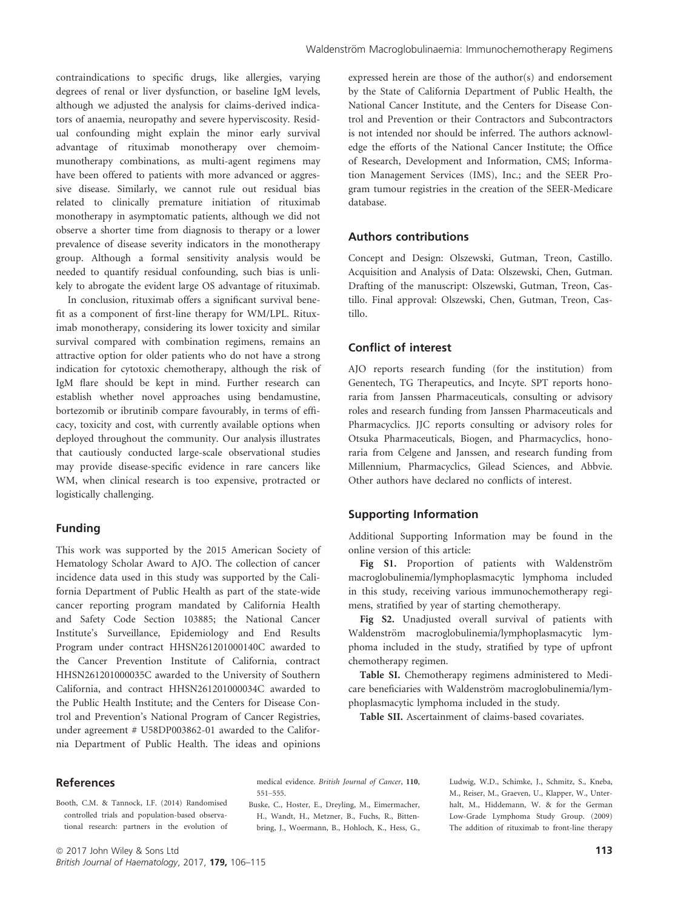contraindications to specific drugs, like allergies, varying degrees of renal or liver dysfunction, or baseline IgM levels, although we adjusted the analysis for claims-derived indicators of anaemia, neuropathy and severe hyperviscosity. Residual confounding might explain the minor early survival advantage of rituximab monotherapy over chemoimmunotherapy combinations, as multi-agent regimens may have been offered to patients with more advanced or aggressive disease. Similarly, we cannot rule out residual bias related to clinically premature initiation of rituximab monotherapy in asymptomatic patients, although we did not observe a shorter time from diagnosis to therapy or a lower prevalence of disease severity indicators in the monotherapy group. Although a formal sensitivity analysis would be needed to quantify residual confounding, such bias is unlikely to abrogate the evident large OS advantage of rituximab.

In conclusion, rituximab offers a significant survival benefit as a component of first-line therapy for WM/LPL. Rituximab monotherapy, considering its lower toxicity and similar survival compared with combination regimens, remains an attractive option for older patients who do not have a strong indication for cytotoxic chemotherapy, although the risk of IgM flare should be kept in mind. Further research can establish whether novel approaches using bendamustine, bortezomib or ibrutinib compare favourably, in terms of efficacy, toxicity and cost, with currently available options when deployed throughout the community. Our analysis illustrates that cautiously conducted large-scale observational studies may provide disease-specific evidence in rare cancers like WM, when clinical research is too expensive, protracted or logistically challenging.

## Funding

This work was supported by the 2015 American Society of Hematology Scholar Award to AJO. The collection of cancer incidence data used in this study was supported by the California Department of Public Health as part of the state-wide cancer reporting program mandated by California Health and Safety Code Section 103885; the National Cancer Institute's Surveillance, Epidemiology and End Results Program under contract HHSN261201000140C awarded to the Cancer Prevention Institute of California, contract HHSN261201000035C awarded to the University of Southern California, and contract HHSN261201000034C awarded to the Public Health Institute; and the Centers for Disease Control and Prevention's National Program of Cancer Registries, under agreement # U58DP003862-01 awarded to the California Department of Public Health. The ideas and opinions expressed herein are those of the author(s) and endorsement by the State of California Department of Public Health, the National Cancer Institute, and the Centers for Disease Control and Prevention or their Contractors and Subcontractors is not intended nor should be inferred. The authors acknowledge the efforts of the National Cancer Institute; the Office of Research, Development and Information, CMS; Information Management Services (IMS), Inc.; and the SEER Program tumour registries in the creation of the SEER-Medicare database.

## Authors contributions

Concept and Design: Olszewski, Gutman, Treon, Castillo. Acquisition and Analysis of Data: Olszewski, Chen, Gutman. Drafting of the manuscript: Olszewski, Gutman, Treon, Castillo. Final approval: Olszewski, Chen, Gutman, Treon, Castillo.

## Conflict of interest

AJO reports research funding (for the institution) from Genentech, TG Therapeutics, and Incyte. SPT reports honoraria from Janssen Pharmaceuticals, consulting or advisory roles and research funding from Janssen Pharmaceuticals and Pharmacyclics. JJC reports consulting or advisory roles for Otsuka Pharmaceuticals, Biogen, and Pharmacyclics, honoraria from Celgene and Janssen, and research funding from Millennium, Pharmacyclics, Gilead Sciences, and Abbvie. Other authors have declared no conflicts of interest.

## Supporting Information

Additional Supporting Information may be found in the online version of this article:

**Fig S1.** Proportion of patients with Waldenström macroglobulinemia/lymphoplasmacytic lymphoma included in this study, receiving various immunochemotherapy regimens, stratified by year of starting chemotherapy.

**Fig S2.** Unadjusted overall survival of patients with Waldenström macroglobulinemia/lymphoplasmacytic lymphoma included in the study, stratified by type of upfront chemotherapy regimen.

**Table SI.** Chemotherapy regimens administered to Medicare beneficiaries with Waldenström macroglobulinemia/lymphoplasmacytic lymphoma included in the study.

**Table SII.** Ascertainment of claims-based covariates.

## References

Booth, C.M. & Tannock, I.F. (2014) Randomised controlled trials and population-based observational research: partners in the evolution of medical evidence. *British Journal of Cancer*, **110**, 551–555.

Buske, C., Hoster, E., Dreyling, M., Eimermacher, H., Wandt, H., Metzner, B., Fuchs, R., Bittenbring, J., Woermann, B., Hohloch, K., Hess, G., Ludwig, W.D., Schimke, J., Schmitz, S., Kneba, M., Reiser, M., Graeven, U., Klapper, W., Unterhalt, M., Hiddemann, W. & for the German Low-Grade Lymphoma Study Group. (2009) The addition of rituximab to front-line therapy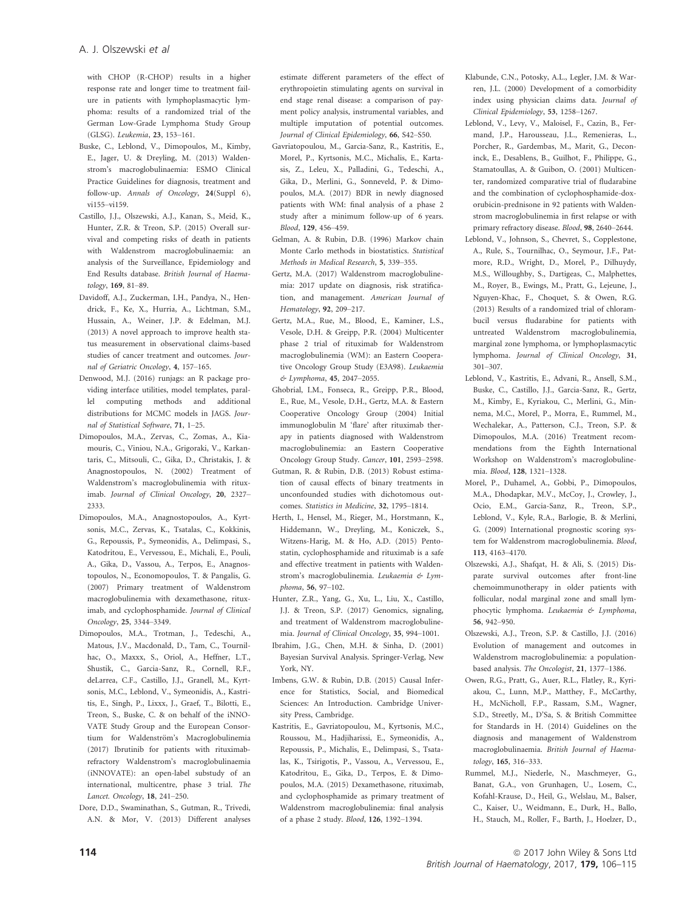with CHOP (R-CHOP) results in a higher response rate and longer time to treatment failure in patients with lymphoplasmacytic lymphoma: results of a randomized trial of the German Low-Grade Lymphoma Study Group (GLSG). *Leukemia*, **23**, 153–161.

Buske, C., Leblond, V., Dimopoulos, M., Kimby, E., Jager, U. & Dreyling, M. (2013) Waldenstrom's macroglobulinaemia: ESMO Clinical Practice Guidelines for diagnosis, treatment and follow-up. *Annals of Oncology*, **24**(Suppl 6), vi155–vi159.

Castillo, J.J., Olszewski, A.J., Kanan, S., Meid, K., Hunter, Z.R. & Treon, S.P. (2015) Overall survival and competing risks of death in patients with Waldenstrom macroglobulinaemia: an analysis of the Surveillance, Epidemiology and End Results database. *British Journal of Haematology*, **169**, 81–89.

Davidoff, A.J., Zuckerman, I.H., Pandya, N., Hendrick, F., Ke, X., Hurria, A., Lichtman, S.M., Hussain, A., Weiner, J.P. & Edelman, M.J. (2013) A novel approach to improve health status measurement in observational claims-based studies of cancer treatment and outcomes. *Journal of Geriatric Oncology*, **4**, 157–165.

Denwood, M.J. (2016) runjags: an R package providing interface utilities, model templates, parallel computing methods and additional distributions for MCMC models in JAGS. *Journal of Statistical Software*, **71**, 1–25.

Dimopoulos, M.A., Zervas, C., Zomas, A., Kiamouris, C., Viniou, N.A., Grigoraki, V., Karkantaris, C., Mitsouli, C., Gika, D., Christakis, J. & Anagnostopoulos, N. (2002) Treatment of Waldenstrom's macroglobulinemia with rituximab. *Journal of Clinical Oncology*, **20**, 2327–2333.

Dimopoulos, M.A., Anagnostopoulos, A., Kyrtsonis, M.C., Zervas, K., Tsatalas, C., Kokkinis, G., Repoussis, P., Symeonidis, A., Delimpasi, S., Katodritou, E., Vervessou, E., Michali, E., Pouli, A., Gika, D., Vassou, A., Terpos, E., Anagnostopoulos, N., Economopoulos, T. & Pangalis, G. (2007) Primary treatment of Waldenstrom macroglobulinemia with dexamethasone, rituximab, and cyclophosphamide. *Journal of Clinical Oncology*, **25**, 3344–3349.

Dimopoulos, M.A., Trotman, J., Tedeschi, A., Matous, J.V., Macdonald, D., Tam, C., Tournilhac, O., Maxxx, S., Oriol, A., Heffner, L.T., Shustik, C., Garcia-Sanz, R., Cornell, R.F., deLarrea, C.F., Castillo, J.J., Granell, M., Kyrtsonis, M.C., Leblond, V., Symeonidis, A., Kastritis, E., Singh, P., Lixxx, J., Graef, T., Bilotti, E., Treon, S., Buske, C. & on behalf of the iNNOVATE Study Group and the European Consortium for Waldenström's Macroglobulinaemia (2017) Ibrutinib for patients with rituximab-refractory Waldenstrom's macroglobulinaemia (iNNOVATE): an open-label substudy of an international, multicentre, phase 3 trial. *The Lancet. Oncology*, **18**, 241–250.

Dore, D.D., Swaminathan, S., Gutman, R., Trivedi, A.N. & Mor, V. (2013) Different analyses estimate different parameters of the effect of erythropoietin stimulating agents on survival in end stage renal disease: a comparison of payment policy analysis, instrumental variables, and multiple imputation of potential outcomes. *Journal of Clinical Epidemiology*, **66**, S42–S50.

Gavriatopoulou, M., Garcia-Sanz, R., Kastritis, E., Morel, P., Kyrtsonis, M.C., Michalis, E., Kartasis, Z., Leleu, X., Palladini, G., Tedeschi, A., Gika, D., Merlini, G., Sonneveld, P. & Dimopoulos, M.A. (2017) BDR in newly diagnosed patients with WM: final analysis of a phase 2 study after a minimum follow-up of 6 years. *Blood*, **129**, 456–459.

Gelman, A. & Rubin, D.B. (1996) Markov chain Monte Carlo methods in biostatistics. *Statistical Methods in Medical Research*, **5**, 339–355.

Gertz, M.A. (2017) Waldenstrom macroglobulinemia: 2017 update on diagnosis, risk stratification, and management. *American Journal of Hematology*, **92**, 209–217.

Gertz, M.A., Rue, M., Blood, E., Kaminer, L.S., Vesole, D.H. & Greipp, P.R. (2004) Multicenter phase 2 trial of rituximab for Waldenstrom macroglobulinemia (WM): an Eastern Cooperative Oncology Group Study (E3A98). *Leukaemia & Lymphoma*, **45**, 2047–2055.

Ghobrial, I.M., Fonseca, R., Greipp, P.R., Blood, E., Rue, M., Vesole, D.H., Gertz, M.A. & Eastern Cooperative Oncology Group (2004) Initial immunoglobulin M 'flare' after rituximab therapy in patients diagnosed with Waldenstrom macroglobulinemia: an Eastern Cooperative Oncology Group Study. *Cancer*, **101**, 2593–2598.

Gutman, R. & Rubin, D.B. (2013) Robust estimation of causal effects of binary treatments in unconfounded studies with dichotomous outcomes. *Statistics in Medicine*, **32**, 1795–1814.

Herth, I., Hensel, M., Rieger, M., Horstmann, K., Hiddemann, W., Dreyling, M., Koniczek, S., Witzens-Harig, M. & Ho, A.D. (2015) Pentostatin, cyclophosphamide and rituximab is a safe and effective treatment in patients with Waldenstrom's macroglobulinemia. *Leukaemia & Lymphoma*, **56**, 97–102.

Hunter, Z.R., Yang, G., Xu, L., Liu, X., Castillo, J.J. & Treon, S.P. (2017) Genomics, signaling, and treatment of Waldenstrom macroglobulinemia. *Journal of Clinical Oncology*, **35**, 994–1001.

Ibrahim, J.G., Chen, M.H. & Sinha, D. (2001) Bayesian Survival Analysis. Springer-Verlag, New York, NY.

Imbens, G.W. & Rubin, D.B. (2015) Causal Inference for Statistics, Social, and Biomedical Sciences: An Introduction. Cambridge University Press, Cambridge.

Kastritis, E., Gavriatopoulou, M., Kyrtsonis, M.C., Roussou, M., Hadjiharissi, E., Symeonidis, A., Repoussis, P., Michalis, E., Delimpasi, S., Tsatalas, K., Tsirigotis, P., Vassou, A., Vervessou, E., Katodritou, E., Gika, D., Terpos, E. & Dimopoulos, M.A. (2015) Dexamethasone, rituximab, and cyclophosphamide as primary treatment of Waldenstrom macroglobulinemia: final analysis of a phase 2 study. *Blood*, **126**, 1392–1394.

Klabunde, C.N., Potosky, A.L., Legler, J.M. & Warren, J.L. (2000) Development of a comorbidity index using physician claims data. *Journal of Clinical Epidemiology*, **53**, 1258–1267.

Leblond, V., Levy, V., Maloisel, F., Cazin, B., Fermand, J.P., Harousseau, J.L., Remenieras, L., Porcher, R., Gardembas, M., Marit, G., Deconinck, E., Desablens, B., Guilhot, F., Philippe, G., Stamatoullas, A. & Guibon, O. (2001) Multicenter, randomized comparative trial of fludarabine and the combination of cyclophosphamide-doxorubicin-prednisone in 92 patients with Waldenstrom macroglobulinemia in first relapse or with primary refractory disease. *Blood*, **98**, 2640–2644.

Leblond, V., Johnson, S., Chevret, S., Copplestone, A., Rule, S., Tournilhac, O., Seymour, J.F., Patmore, R.D., Wright, D., Morel, P., Dilhuydy, M.S., Willoughby, S., Dartigeas, C., Malphettes, M., Royer, B., Ewings, M., Pratt, G., Lejeune, J., Nguyen-Khac, F., Choquet, S. & Owen, R.G. (2013) Results of a randomized trial of chlorambucil versus fludarabine for patients with untreated Waldenstrom macroglobulinemia, marginal zone lymphoma, or lymphoplasmacytic lymphoma. *Journal of Clinical Oncology*, **31**, 301–307.

Leblond, V., Kastritis, E., Advani, R., Ansell, S.M., Buske, C., Castillo, J.J., Garcia-Sanz, R., Gertz, M., Kimby, E., Kyriakou, C., Merlini, G., Minnema, M.C., Morel, P., Morra, E., Rummel, M., Wechalekar, A., Patterson, C.J., Treon, S.P. & Dimopoulos, M.A. (2016) Treatment recommendations from the Eighth International Workshop on Waldenstrom's macroglobulinemia. *Blood*, **128**, 1321–1328.

Morel, P., Duhamel, A., Gobbi, P., Dimopoulos, M.A., Dhodapkar, M.V., McCoy, J., Crowley, J., Ocio, E.M., Garcia-Sanz, R., Treon, S.P., Leblond, V., Kyle, R.A., Barlogie, B. & Merlini, G. (2009) International prognostic scoring system for Waldenstrom macroglobulinemia. *Blood*, **113**, 4163–4170.

Olszewski, A.J., Shafqat, H. & Ali, S. (2015) Disparate survival outcomes after front-line chemoimmunotherapy in older patients with follicular, nodal marginal zone and small lymphocytic lymphoma. *Leukaemia & Lymphoma*, **56**, 942–950.

Olszewski, A.J., Treon, S.P. & Castillo, J.J. (2016) Evolution of management and outcomes in Waldenstrom macroglobulinemia: a population-based analysis. *The Oncologist*, **21**, 1377–1386.

Owen, R.G., Pratt, G., Auer, R.L., Flatley, R., Kyriakou, C., Lunn, M.P., Matthey, F., McCarthy, H., McNicholl, F.P., Rassam, S.M., Wagner, S.D., Streetly, M., D'Sa, S. & British Committee for Standards in H. (2014) Guidelines on the diagnosis and management of Waldenstrom macroglobulinaemia. *British Journal of Haematology*, **165**, 316–333.

Rummel, M.J., Niederle, N., Maschmeyer, G., Banat, G.A., von Grunhagen, U., Losem, C., Kofahl-Krause, D., Heil, G., Welslau, M., Balser, C., Kaiser, U., Weidmann, E., Durk, H., Ballo, H., Stauch, M., Roller, F., Barth, J., Hoelzer, D.,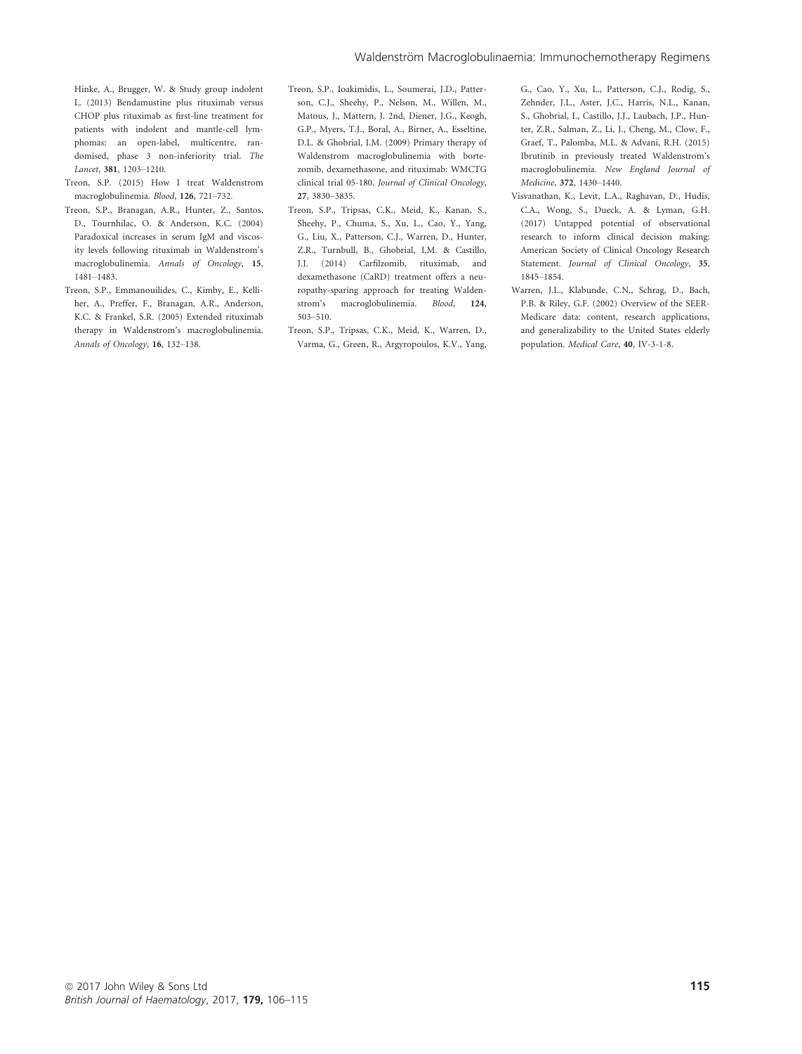Hinke, A., Brugger, W. & Study group indolent L. (2013) Bendamustine plus rituximab versus CHOP plus rituximab as first-line treatment for patients with indolent and mantle-cell lymphomas: an open-label, multicentre, randomised, phase 3 non-inferiority trial. *The Lancet*, **381**, 1203–1210.

Treon, S.P. (2015) How I treat Waldenstrom macroglobulinemia. *Blood*, **126**, 721–732.

Treon, S.P., Branagan, A.R., Hunter, Z., Santos, D., Tournhilac, O. & Anderson, K.C. (2004) Paradoxical increases in serum IgM and viscosity levels following rituximab in Waldenstrom's macroglobulinemia. *Annals of Oncology*, **15**, 1481–1483.

Treon, S.P., Emmanouilides, C., Kimby, E., Kelliher, A., Preffer, F., Branagan, A.R., Anderson, K.C. & Frankel, S.R. (2005) Extended rituximab therapy in Waldenstrom's macroglobulinemia. *Annals of Oncology*, **16**, 132–138.

Treon, S.P., Ioakimidis, L., Soumerai, J.D., Patterson, C.J., Sheehy, P., Nelson, M., Willen, M., Matous, J., Mattern, J. 2nd, Diener, J.G., Keogh, G.P., Myers, T.J., Boral, A., Birner, A., Esseltine, D.L. & Ghobrial, I.M. (2009) Primary therapy of Waldenstrom macroglobulinemia with bortezomib, dexamethasone, and rituximab: WMCTG clinical trial 05-180. *Journal of Clinical Oncology*, **27**, 3830–3835.

Treon, S.P., Tripsas, C.K., Meid, K., Kanan, S., Sheehy, P., Chuma, S., Xu, L., Cao, Y., Yang, G., Liu, X., Patterson, C.J., Warren, D., Hunter, Z.R., Turnbull, B., Ghobrial, I.M. & Castillo, J.J. (2014) Carfilzomib, rituximab, and dexamethasone (CaRD) treatment offers a neuropathy-sparing approach for treating Waldenstrom's macroglobulinemia. *Blood*, **124**, 503–510.

Treon, S.P., Tripsas, C.K., Meid, K., Warren, D., Varma, G., Green, R., Argyropoulos, K.V., Yang, G., Cao, Y., Xu, L., Patterson, C.J., Rodig, S., Zehnder, J.L., Aster, J.C., Harris, N.L., Kanan, S., Ghobrial, I., Castillo, J.J., Laubach, J.P., Hunter, Z.R., Salman, Z., Li, J., Cheng, M., Clow, F., Graef, T., Palomba, M.L. & Advani, R.H. (2015) Ibrutinib in previously treated Waldenstrom's macroglobulinemia. *New England Journal of Medicine*, **372**, 1430–1440.

Visvanathan, K., Levit, L.A., Raghavan, D., Hudis, C.A., Wong, S., Dueck, A. & Lyman, G.H. (2017) Untapped potential of observational research to inform clinical decision making: American Society of Clinical Oncology Research Statement. *Journal of Clinical Oncology*, **35**, 1845–1854.

Warren, J.L., Klabunde, C.N., Schrag, D., Bach, P.B. & Riley, G.F. (2002) Overview of the SEER-Medicare data: content, research applications, and generalizability to the United States elderly population. *Medical Care*, **40**, IV-3-1-8.